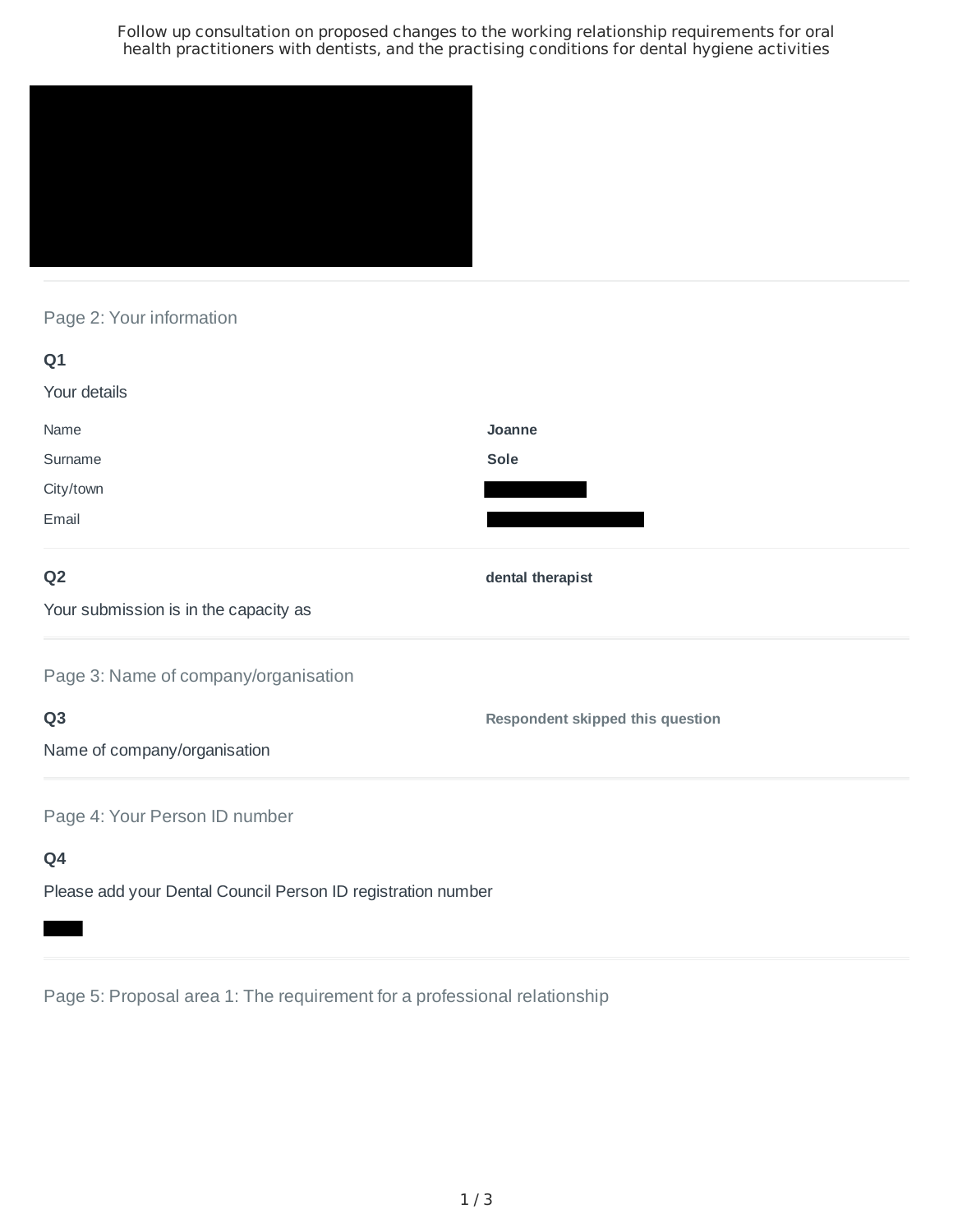# Follow up consultation on proposed changes to the working relationship requirements for oral health practitioners with dentists, and the practising conditions for dental hygiene activities

## Page 2: Your information

**Q1**

Your details

| | |
|---|---|
| Name | **Joanne** |
| Surname | **Sole** |
| City/town | |
| Email | |

**Q2**

Your submission is in the capacity as

**dental therapist**

## Page 3: Name of company/organisation

**Q3**

Name of company/organisation

**Respondent skipped this question**

## Page 4: Your Person ID number

**Q4**

Please add your Dental Council Person ID registration number

## Page 5: Proposal area 1: The requirement for a professional relationship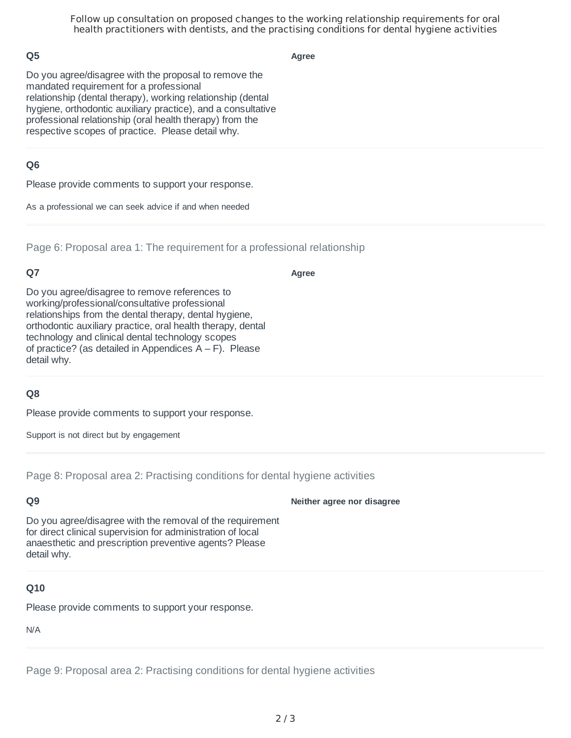## Q5

Do you agree/disagree with the proposal to remove the mandated requirement for a professional relationship (dental therapy), working relationship (dental hygiene, orthodontic auxiliary practice), and a consultative professional relationship (oral health therapy) from the respective scopes of practice. Please detail why.

**Agree**

## Q6

Please provide comments to support your response.

As a professional we can seek advice if and when needed

---

Page 6: Proposal area 1: The requirement for a professional relationship

## Q7

Do you agree/disagree to remove references to working/professional/consultative professional relationships from the dental therapy, dental hygiene, orthodontic auxiliary practice, oral health therapy, dental technology and clinical dental technology scopes of practice? (as detailed in Appendices A – F). Please detail why.

**Agree**

## Q8

Please provide comments to support your response.

Support is not direct but by engagement

---

Page 8: Proposal area 2: Practising conditions for dental hygiene activities

## Q9

Do you agree/disagree with the removal of the requirement for direct clinical supervision for administration of local anaesthetic and prescription preventive agents? Please detail why.

**Neither agree nor disagree**

## Q10

Please provide comments to support your response.

N/A

---

Page 9: Proposal area 2: Practising conditions for dental hygiene activities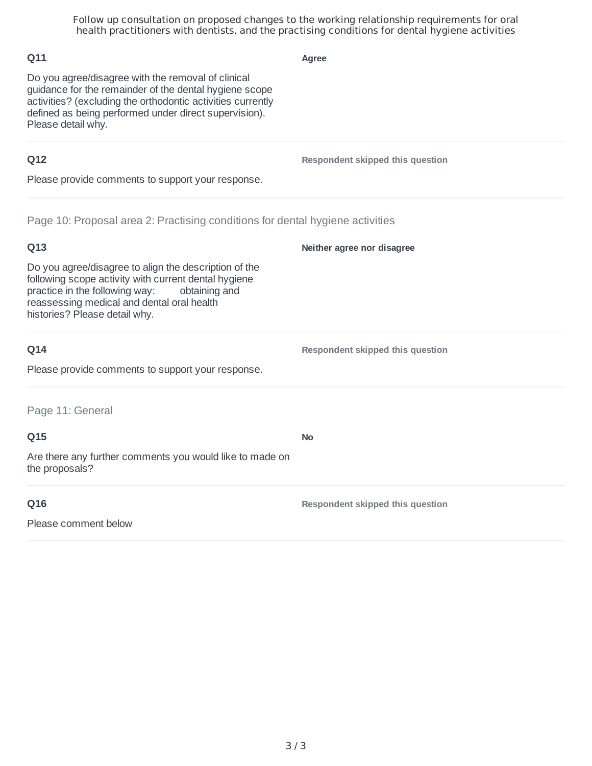**Q11**

Do you agree/disagree with the removal of clinical guidance for the remainder of the dental hygiene scope activities? (excluding the orthodontic activities currently defined as being performed under direct supervision). Please detail why.

**Agree**

**Q12**

Please provide comments to support your response.

**Respondent skipped this question**

## Page 10: Proposal area 2: Practising conditions for dental hygiene activities

**Q13**

Do you agree/disagree to align the description of the following scope activity with current dental hygiene practice in the following way: obtaining and reassessing medical and dental oral health histories? Please detail why.

**Neither agree nor disagree**

**Q14**

Please provide comments to support your response.

**Respondent skipped this question**

## Page 11: General

**Q15**

Are there any further comments you would like to made on the proposals?

**No**

**Q16**

Please comment below

**Respondent skipped this question**